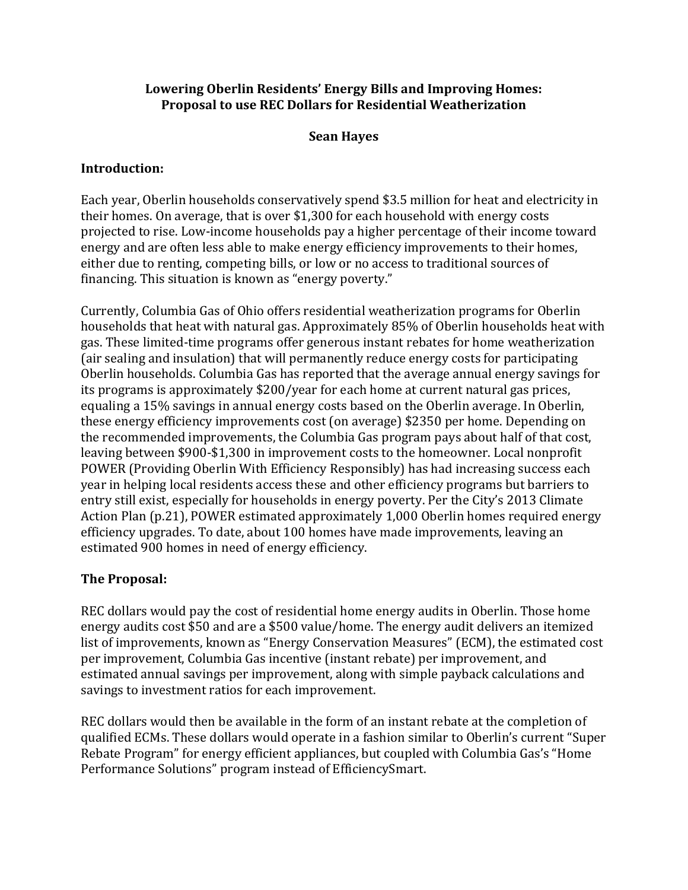# Lowering Oberlin Residents' Energy Bills and Improving Homes: Proposal to use REC Dollars for Residential Weatherization

**Sean Hayes**

## Introduction:

Each year, Oberlin households conservatively spend $3.5 million for heat and electricity in their homes. On average, that is over $1,300 for each household with energy costs projected to rise. Low-income households pay a higher percentage of their income toward energy and are often less able to make energy efficiency improvements to their homes, either due to renting, competing bills, or low or no access to traditional sources of financing. This situation is known as "energy poverty."

Currently, Columbia Gas of Ohio offers residential weatherization programs for Oberlin households that heat with natural gas. Approximately 85% of Oberlin households heat with gas. These limited-time programs offer generous instant rebates for home weatherization (air sealing and insulation) that will permanently reduce energy costs for participating Oberlin households. Columbia Gas has reported that the average annual energy savings for its programs is approximately $200/year for each home at current natural gas prices, equaling a 15% savings in annual energy costs based on the Oberlin average. In Oberlin, these energy efficiency improvements cost (on average) $2350 per home. Depending on the recommended improvements, the Columbia Gas program pays about half of that cost, leaving between $900-$1,300 in improvement costs to the homeowner. Local nonprofit POWER (Providing Oberlin With Efficiency Responsibly) has had increasing success each year in helping local residents access these and other efficiency programs but barriers to entry still exist, especially for households in energy poverty. Per the City's 2013 Climate Action Plan (p.21), POWER estimated approximately 1,000 Oberlin homes required energy efficiency upgrades. To date, about 100 homes have made improvements, leaving an estimated 900 homes in need of energy efficiency.

## The Proposal:

REC dollars would pay the cost of residential home energy audits in Oberlin. Those home energy audits cost $50 and are a $500 value/home. The energy audit delivers an itemized list of improvements, known as "Energy Conservation Measures" (ECM), the estimated cost per improvement, Columbia Gas incentive (instant rebate) per improvement, and estimated annual savings per improvement, along with simple payback calculations and savings to investment ratios for each improvement.

REC dollars would then be available in the form of an instant rebate at the completion of qualified ECMs. These dollars would operate in a fashion similar to Oberlin's current "Super Rebate Program" for energy efficient appliances, but coupled with Columbia Gas's "Home Performance Solutions" program instead of EfficiencySmart.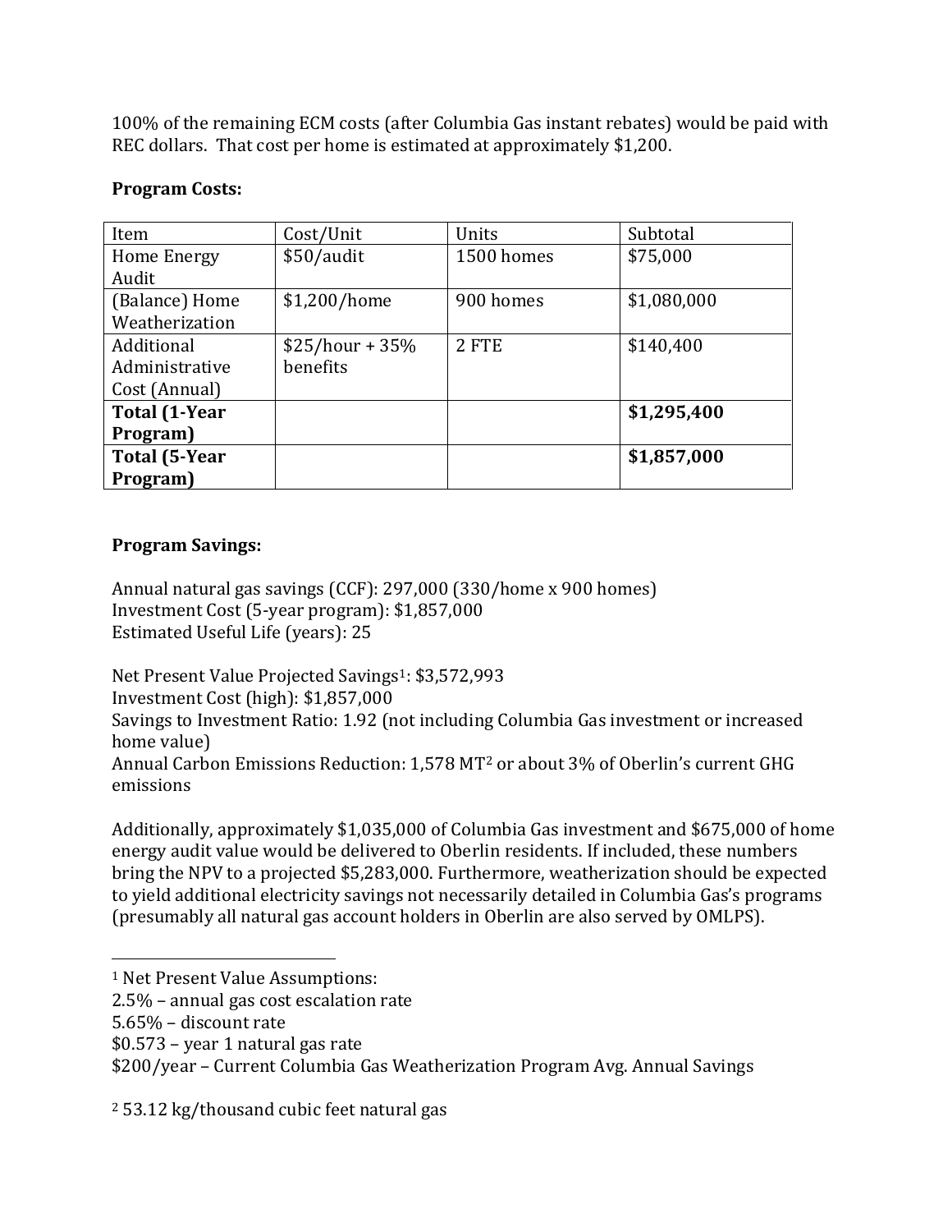100% of the remaining ECM costs (after Columbia Gas instant rebates) would be paid with REC dollars. That cost per home is estimated at approximately $1,200.

**Program Costs:**

| Item | Cost/Unit | Units | Subtotal |
|---|---|---|---|
| Home Energy Audit | $50/audit | 1500 homes | $75,000 |
| (Balance) Home Weatherization | $1,200/home | 900 homes | $1,080,000 |
| Additional Administrative Cost (Annual) | $25/hour + 35% benefits | 2 FTE | $140,400 |
| **Total (1-Year Program)** | | | **$1,295,400** |
| **Total (5-Year Program)** | | | **$1,857,000** |

**Program Savings:**

Annual natural gas savings (CCF): 297,000 (330/home x 900 homes)
Investment Cost (5-year program): $1,857,000
Estimated Useful Life (years): 25

Net Present Value Projected Savings[1]: $3,572,993
Investment Cost (high): $1,857,000
Savings to Investment Ratio: 1.92 (not including Columbia Gas investment or increased home value)
Annual Carbon Emissions Reduction: 1,578 MT[2] or about 3% of Oberlin's current GHG emissions

Additionally, approximately $1,035,000 of Columbia Gas investment and $675,000 of home energy audit value would be delivered to Oberlin residents. If included, these numbers bring the NPV to a projected $5,283,000. Furthermore, weatherization should be expected to yield additional electricity savings not necessarily detailed in Columbia Gas's programs (presumably all natural gas account holders in Oberlin are also served by OMLPS).

---

[1] Net Present Value Assumptions:
2.5% – annual gas cost escalation rate
5.65% – discount rate
$0.573 – year 1 natural gas rate
$200/year – Current Columbia Gas Weatherization Program Avg. Annual Savings

[2] 53.12 kg/thousand cubic feet natural gas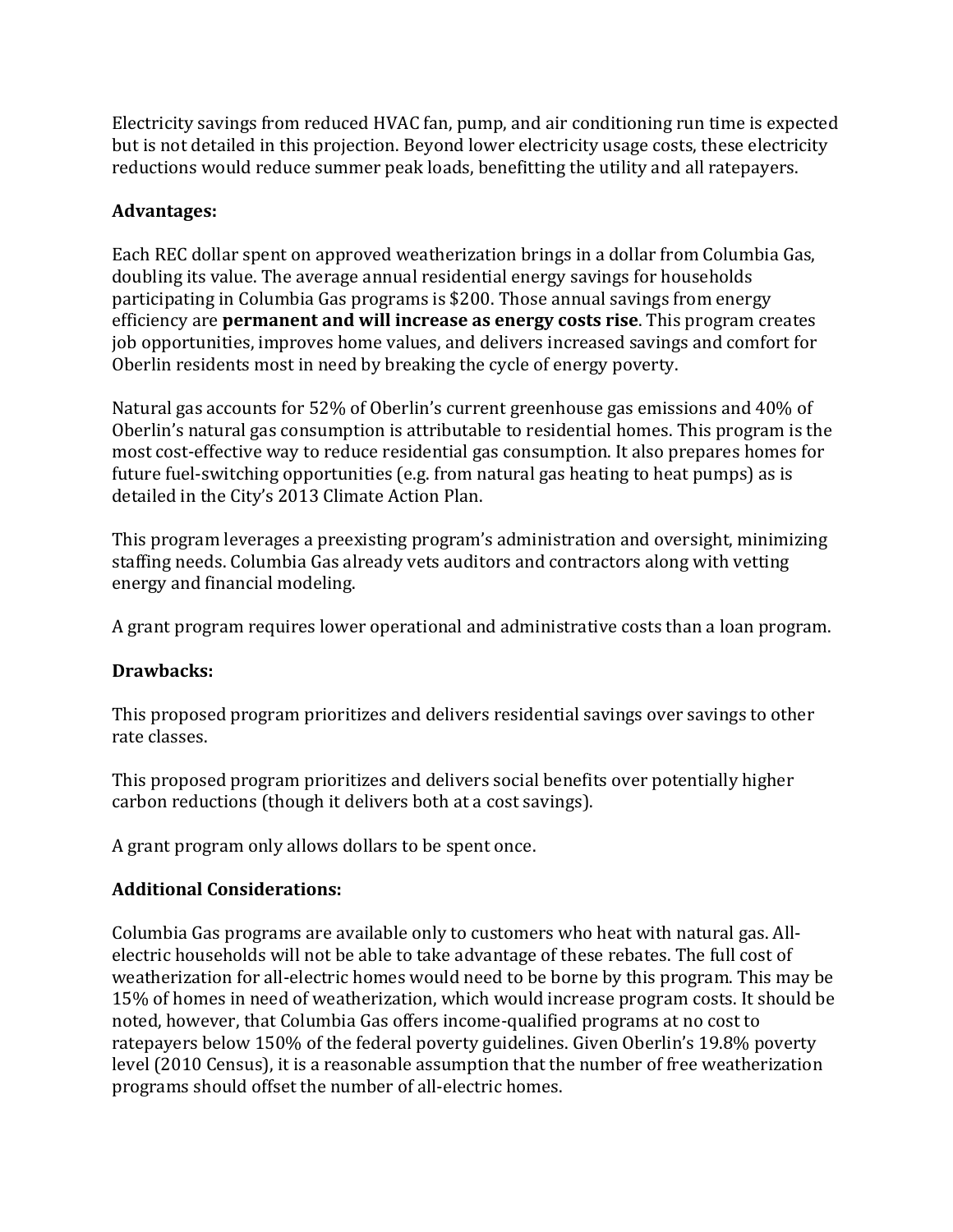Electricity savings from reduced HVAC fan, pump, and air conditioning run time is expected but is not detailed in this projection. Beyond lower electricity usage costs, these electricity reductions would reduce summer peak loads, benefitting the utility and all ratepayers.

**Advantages:**

Each REC dollar spent on approved weatherization brings in a dollar from Columbia Gas, doubling its value. The average annual residential energy savings for households participating in Columbia Gas programs is $200. Those annual savings from energy efficiency are **permanent and will increase as energy costs rise**. This program creates job opportunities, improves home values, and delivers increased savings and comfort for Oberlin residents most in need by breaking the cycle of energy poverty.

Natural gas accounts for 52% of Oberlin's current greenhouse gas emissions and 40% of Oberlin's natural gas consumption is attributable to residential homes. This program is the most cost-effective way to reduce residential gas consumption. It also prepares homes for future fuel-switching opportunities (e.g. from natural gas heating to heat pumps) as is detailed in the City's 2013 Climate Action Plan.

This program leverages a preexisting program's administration and oversight, minimizing staffing needs. Columbia Gas already vets auditors and contractors along with vetting energy and financial modeling.

A grant program requires lower operational and administrative costs than a loan program.

**Drawbacks:**

This proposed program prioritizes and delivers residential savings over savings to other rate classes.

This proposed program prioritizes and delivers social benefits over potentially higher carbon reductions (though it delivers both at a cost savings).

A grant program only allows dollars to be spent once.

**Additional Considerations:**

Columbia Gas programs are available only to customers who heat with natural gas. All-electric households will not be able to take advantage of these rebates. The full cost of weatherization for all-electric homes would need to be borne by this program. This may be 15% of homes in need of weatherization, which would increase program costs. It should be noted, however, that Columbia Gas offers income-qualified programs at no cost to ratepayers below 150% of the federal poverty guidelines. Given Oberlin's 19.8% poverty level (2010 Census), it is a reasonable assumption that the number of free weatherization programs should offset the number of all-electric homes.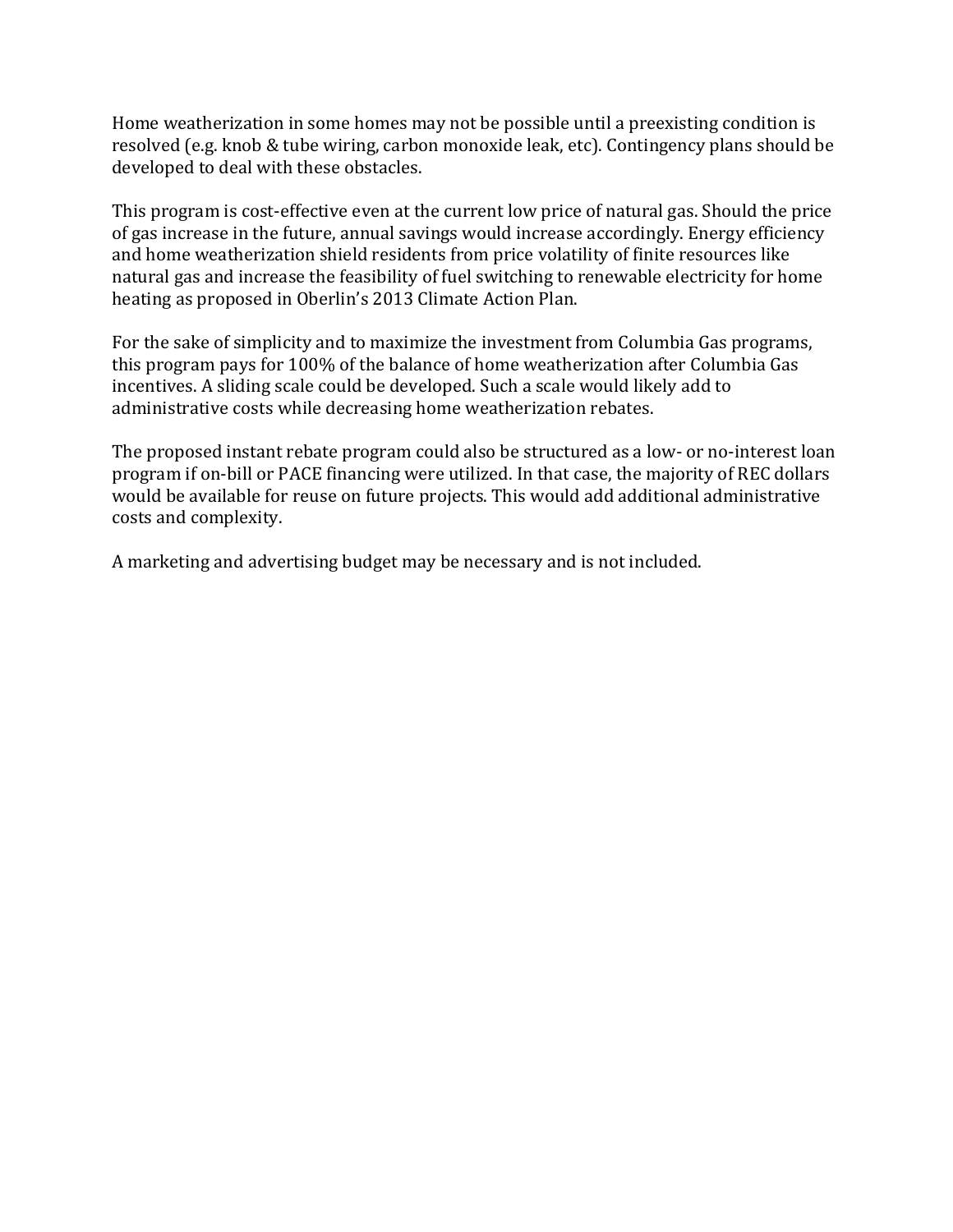Home weatherization in some homes may not be possible until a preexisting condition is resolved (e.g. knob & tube wiring, carbon monoxide leak, etc). Contingency plans should be developed to deal with these obstacles.

This program is cost-effective even at the current low price of natural gas. Should the price of gas increase in the future, annual savings would increase accordingly. Energy efficiency and home weatherization shield residents from price volatility of finite resources like natural gas and increase the feasibility of fuel switching to renewable electricity for home heating as proposed in Oberlin's 2013 Climate Action Plan.

For the sake of simplicity and to maximize the investment from Columbia Gas programs, this program pays for 100% of the balance of home weatherization after Columbia Gas incentives. A sliding scale could be developed. Such a scale would likely add to administrative costs while decreasing home weatherization rebates.

The proposed instant rebate program could also be structured as a low- or no-interest loan program if on-bill or PACE financing were utilized. In that case, the majority of REC dollars would be available for reuse on future projects. This would add additional administrative costs and complexity.

A marketing and advertising budget may be necessary and is not included.